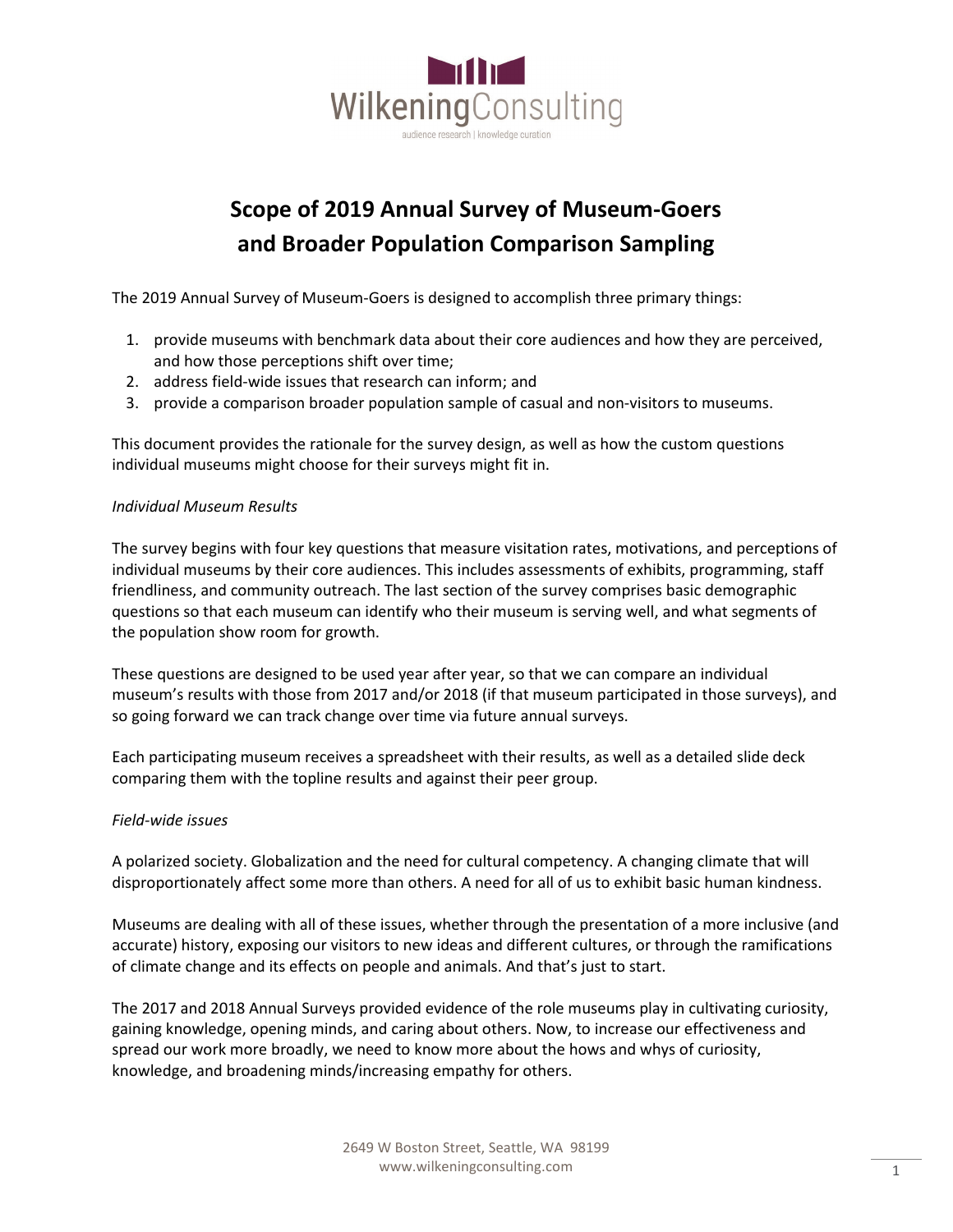# Scope of 2019 Annual Survey of Museum-Goers and Broader Population Comparison Sampling

The 2019 Annual Survey of Museum-Goers is designed to accomplish three primary things:

1. provide museums with benchmark data about their core audiences and how they are perceived, and how those perceptions shift over time;
2. address field-wide issues that research can inform; and
3. provide a comparison broader population sample of casual and non-visitors to museums.

This document provides the rationale for the survey design, as well as how the custom questions individual museums might choose for their surveys might fit in.

*Individual Museum Results*

The survey begins with four key questions that measure visitation rates, motivations, and perceptions of individual museums by their core audiences. This includes assessments of exhibits, programming, staff friendliness, and community outreach. The last section of the survey comprises basic demographic questions so that each museum can identify who their museum is serving well, and what segments of the population show room for growth.

These questions are designed to be used year after year, so that we can compare an individual museum's results with those from 2017 and/or 2018 (if that museum participated in those surveys), and so going forward we can track change over time via future annual surveys.

Each participating museum receives a spreadsheet with their results, as well as a detailed slide deck comparing them with the topline results and against their peer group.

*Field-wide issues*

A polarized society. Globalization and the need for cultural competency. A changing climate that will disproportionately affect some more than others. A need for all of us to exhibit basic human kindness.

Museums are dealing with all of these issues, whether through the presentation of a more inclusive (and accurate) history, exposing our visitors to new ideas and different cultures, or through the ramifications of climate change and its effects on people and animals. And that's just to start.

The 2017 and 2018 Annual Surveys provided evidence of the role museums play in cultivating curiosity, gaining knowledge, opening minds, and caring about others. Now, to increase our effectiveness and spread our work more broadly, we need to know more about the hows and whys of curiosity, knowledge, and broadening minds/increasing empathy for others.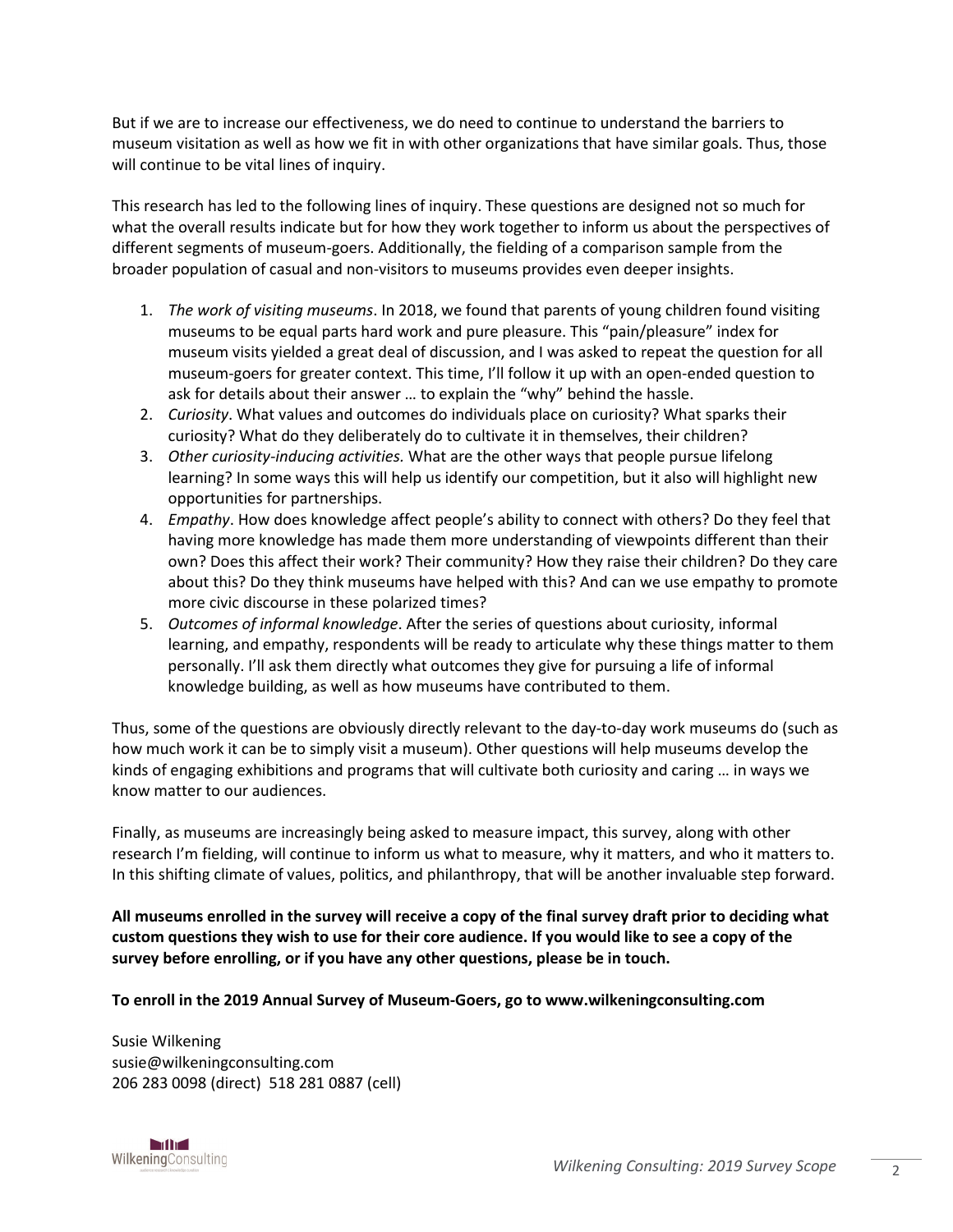But if we are to increase our effectiveness, we do need to continue to understand the barriers to museum visitation as well as how we fit in with other organizations that have similar goals. Thus, those will continue to be vital lines of inquiry.

This research has led to the following lines of inquiry. These questions are designed not so much for what the overall results indicate but for how they work together to inform us about the perspectives of different segments of museum-goers. Additionally, the fielding of a comparison sample from the broader population of casual and non-visitors to museums provides even deeper insights.

1. *The work of visiting museums*. In 2018, we found that parents of young children found visiting museums to be equal parts hard work and pure pleasure. This "pain/pleasure" index for museum visits yielded a great deal of discussion, and I was asked to repeat the question for all museum-goers for greater context. This time, I'll follow it up with an open-ended question to ask for details about their answer … to explain the "why" behind the hassle.
2. *Curiosity*. What values and outcomes do individuals place on curiosity? What sparks their curiosity? What do they deliberately do to cultivate it in themselves, their children?
3. *Other curiosity-inducing activities.* What are the other ways that people pursue lifelong learning? In some ways this will help us identify our competition, but it also will highlight new opportunities for partnerships.
4. *Empathy*. How does knowledge affect people's ability to connect with others? Do they feel that having more knowledge has made them more understanding of viewpoints different than their own? Does this affect their work? Their community? How they raise their children? Do they care about this? Do they think museums have helped with this? And can we use empathy to promote more civic discourse in these polarized times?
5. *Outcomes of informal knowledge*. After the series of questions about curiosity, informal learning, and empathy, respondents will be ready to articulate why these things matter to them personally. I'll ask them directly what outcomes they give for pursuing a life of informal knowledge building, as well as how museums have contributed to them.

Thus, some of the questions are obviously directly relevant to the day-to-day work museums do (such as how much work it can be to simply visit a museum). Other questions will help museums develop the kinds of engaging exhibitions and programs that will cultivate both curiosity and caring … in ways we know matter to our audiences.

Finally, as museums are increasingly being asked to measure impact, this survey, along with other research I'm fielding, will continue to inform us what to measure, why it matters, and who it matters to. In this shifting climate of values, politics, and philanthropy, that will be another invaluable step forward.

**All museums enrolled in the survey will receive a copy of the final survey draft prior to deciding what custom questions they wish to use for their core audience. If you would like to see a copy of the survey before enrolling, or if you have any other questions, please be in touch.**

**To enroll in the 2019 Annual Survey of Museum-Goers, go to www.wilkeningconsulting.com**

Susie Wilkening
susie@wilkeningconsulting.com
206 283 0098 (direct) 518 281 0887 (cell)